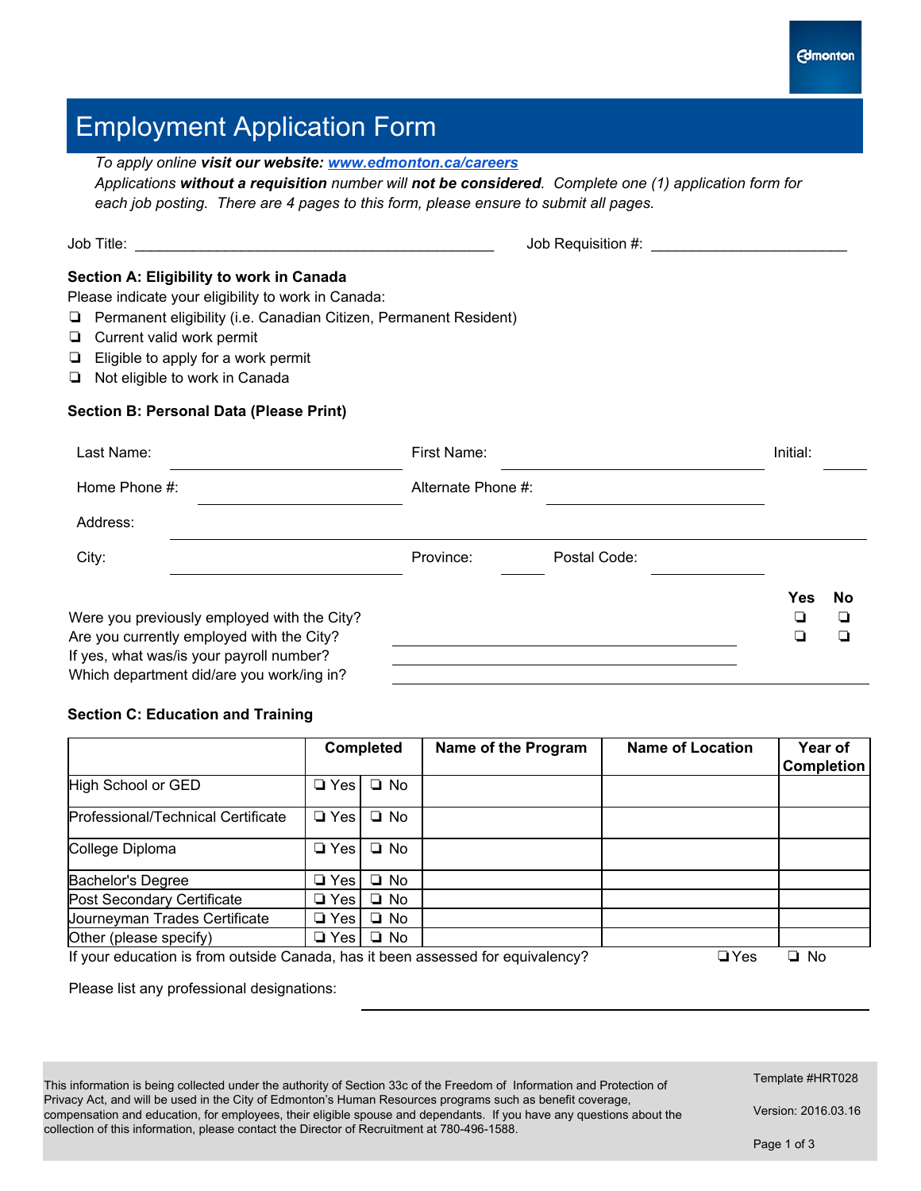Edmonton

# Employment Application Form

*To apply online* ***visit our website: [www.edmonton.ca/careers](http://www.edmonton.ca/careers)***
*Applications* ***without a requisition*** *number will* ***not be considered****. Complete one (1) application form for each job posting. There are 4 pages to this form, please ensure to submit all pages.*

Job Title: ___________________________________________ Job Requisition #: _______________________

**Section A: Eligibility to work in Canada**

Please indicate your eligibility to work in Canada:

- ❏ Permanent eligibility (i.e. Canadian Citizen, Permanent Resident)
- ❏ Current valid work permit
- ❏ Eligible to apply for a work permit
- ❏ Not eligible to work in Canada

**Section B: Personal Data (Please Print)**

Last Name: ____________________ First Name: ____________________ Initial: ______

Home Phone #: ____________________ Alternate Phone #: ____________________

Address: ______________________________________________________________

City: ____________________ Province: ______ Postal Code: ____________

| | Yes | No |
|---|---|---|
| Were you previously employed with the City? | ❏ | ❏ |
| Are you currently employed with the City? | ❏ | ❏ |

If yes, what was/is your payroll number? ______________________________

Which department did/are you work/ing in? ______________________________

**Section C: Education and Training**

| | Completed | | Name of the Program | Name of Location | Year of Completion |
|---|---|---|---|---|---|
| High School or GED | ❏ Yes | ❏ No | | | |
| Professional/Technical Certificate | ❏ Yes | ❏ No | | | |
| College Diploma | ❏ Yes | ❏ No | | | |
| Bachelor's Degree | ❏ Yes | ❏ No | | | |
| Post Secondary Certificate | ❏ Yes | ❏ No | | | |
| Journeyman Trades Certificate | ❏ Yes | ❏ No | | | |
| Other (please specify) | ❏ Yes | ❏ No | | | |

If your education is from outside Canada, has it been assessed for equivalency? ❏ Yes ❏ No

Please list any professional designations: ______________________________

This information is being collected under the authority of Section 33c of the Freedom of Information and Protection of Privacy Act, and will be used in the City of Edmonton's Human Resources programs such as benefit coverage, compensation and education, for employees, their eligible spouse and dependants. If you have any questions about the collection of this information, please contact the Director of Recruitment at 780-496-1588.

Template #HRT028

Version: 2016.03.16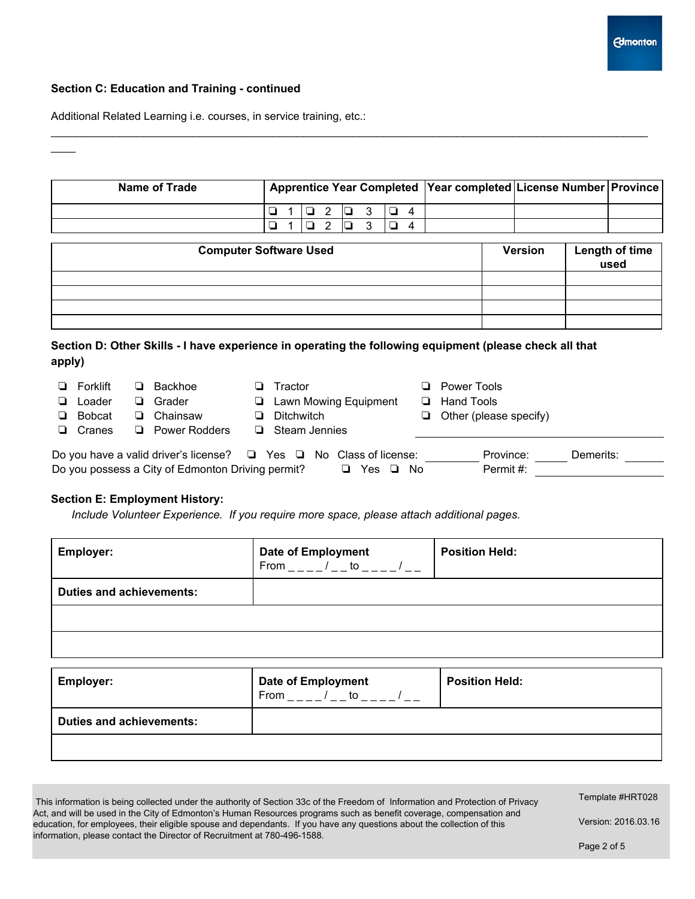### Section C: Education and Training - continued

Additional Related Learning i.e. courses, in service training, etc.:

______________________________________________________________________________________________

____

| Name of Trade | Apprentice Year Completed | Year completed | License Number | Province |
|---|---|---|---|---|
| | ❏ 1 ❏ 2 ❏ 3 ❏ 4 | | | |
| | ❏ 1 ❏ 2 ❏ 3 ❏ 4 | | | |

| Computer Software Used | Version | Length of time used |
|---|---|---|
| | | |
| | | |
| | | |
| | | |

### Section D: Other Skills - I have experience in operating the following equipment (please check all that apply)

- ❏ Forklift
- ❏ Loader
- ❏ Bobcat
- ❏ Cranes
- ❏ Backhoe
- ❏ Grader
- ❏ Chainsaw
- ❏ Power Rodders
- ❏ Tractor
- ❏ Lawn Mowing Equipment
- ❏ Ditchwitch
- ❏ Steam Jennies
- ❏ Power Tools
- ❏ Hand Tools
- ❏ Other (please specify) ____________________

Do you have a valid driver's license? ❏ Yes ❏ No Class of license: __________ Province: ______ Demerits: _______

Do you possess a City of Edmonton Driving permit? ❏ Yes ❏ No Permit #: ____________

### Section E: Employment History:

*Include Volunteer Experience. If you require more space, please attach additional pages.*

| **Employer:** | **Date of Employment** From _ _ _ _ / _ _ to _ _ _ _ / _ _ | **Position Held:** |
|---|---|---|
| **Duties and achievements:** | | |
| | | |
| | | |

| **Employer:** | **Date of Employment** From _ _ _ _ / _ _ to _ _ _ _ / _ _ | **Position Held:** |
|---|---|---|
| **Duties and achievements:** | | |
| | | |

This information is being collected under the authority of Section 33c of the Freedom of Information and Protection of Privacy Act, and will be used in the City of Edmonton's Human Resources programs such as benefit coverage, compensation and education, for employees, their eligible spouse and dependants. If you have any questions about the collection of this information, please contact the Director of Recruitment at 780-496-1588.

Template #HRT028

Version: 2016.03.16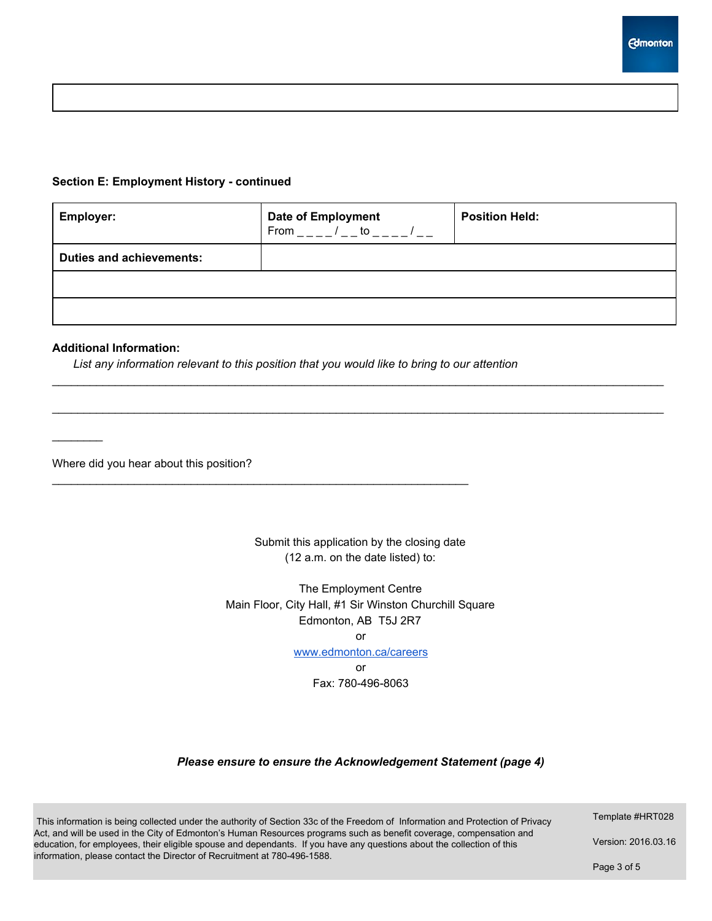### Section E: Employment History - continued

| **Employer:** | **Date of Employment** From _ _ _ _ / _ _ to _ _ _ _ / _ _ | **Position Held:** |
|---|---|---|
| **Duties and achievements:** | | |
| | | |
| | | |

**Additional Information:**

*List any information relevant to this position that you would like to bring to our attention*

____________________________________________________________________________________________

____________________________________________________________________________________________

________

Where did you hear about this position?

_______________________________________________________________

Submit this application by the closing date
(12 a.m. on the date listed) to:

The Employment Centre
Main Floor, City Hall, #1 Sir Winston Churchill Square
Edmonton, AB T5J 2R7
or
[www.edmonton.ca/careers](http://www.edmonton.ca/careers)
or
Fax: 780-496-8063

***Please ensure to ensure the Acknowledgement Statement (page 4)***

This information is being collected under the authority of Section 33c of the Freedom of Information and Protection of Privacy Act, and will be used in the City of Edmonton's Human Resources programs such as benefit coverage, compensation and education, for employees, their eligible spouse and dependants. If you have any questions about the collection of this information, please contact the Director of Recruitment at 780-496-1588.

Template #HRT028

Version: 2016.03.16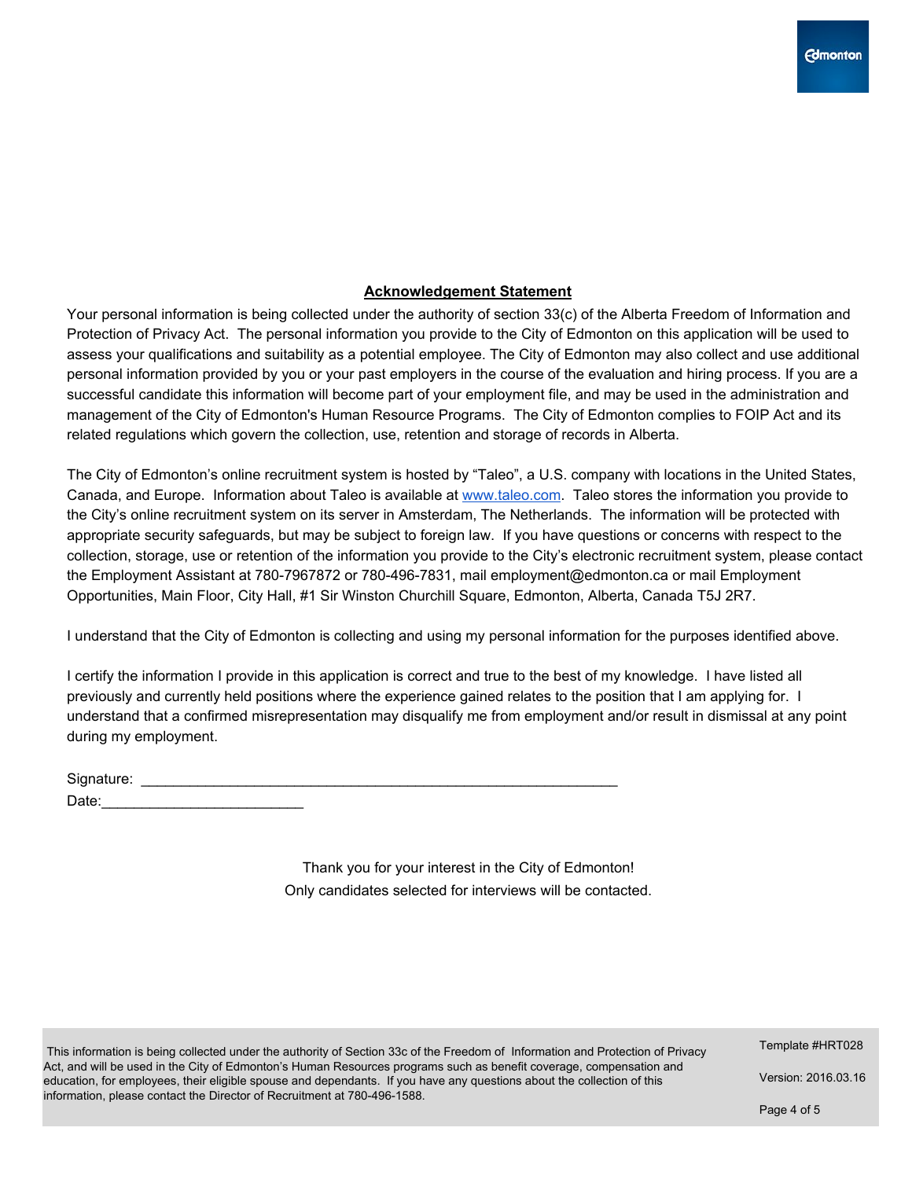## Acknowledgement Statement

Your personal information is being collected under the authority of section 33(c) of the Alberta Freedom of Information and Protection of Privacy Act. The personal information you provide to the City of Edmonton on this application will be used to assess your qualifications and suitability as a potential employee. The City of Edmonton may also collect and use additional personal information provided by you or your past employers in the course of the evaluation and hiring process. If you are a successful candidate this information will become part of your employment file, and may be used in the administration and management of the City of Edmonton's Human Resource Programs. The City of Edmonton complies to FOIP Act and its related regulations which govern the collection, use, retention and storage of records in Alberta.

The City of Edmonton's online recruitment system is hosted by "Taleo", a U.S. company with locations in the United States, Canada, and Europe. Information about Taleo is available at www.taleo.com. Taleo stores the information you provide to the City's online recruitment system on its server in Amsterdam, The Netherlands. The information will be protected with appropriate security safeguards, but may be subject to foreign law. If you have questions or concerns with respect to the collection, storage, use or retention of the information you provide to the City's electronic recruitment system, please contact the Employment Assistant at 780-7967872 or 780-496-7831, mail employment@edmonton.ca or mail Employment Opportunities, Main Floor, City Hall, #1 Sir Winston Churchill Square, Edmonton, Alberta, Canada T5J 2R7.

I understand that the City of Edmonton is collecting and using my personal information for the purposes identified above.

I certify the information I provide in this application is correct and true to the best of my knowledge. I have listed all previously and currently held positions where the experience gained relates to the position that I am applying for. I understand that a confirmed misrepresentation may disqualify me from employment and/or result in dismissal at any point during my employment.

Signature: _______________________________________________________________

Date:_________________________

Thank you for your interest in the City of Edmonton!
Only candidates selected for interviews will be contacted.

This information is being collected under the authority of Section 33c of the Freedom of Information and Protection of Privacy Act, and will be used in the City of Edmonton's Human Resources programs such as benefit coverage, compensation and education, for employees, their eligible spouse and dependants. If you have any questions about the collection of this information, please contact the Director of Recruitment at 780-496-1588.

Template #HRT028

Version: 2016.03.16